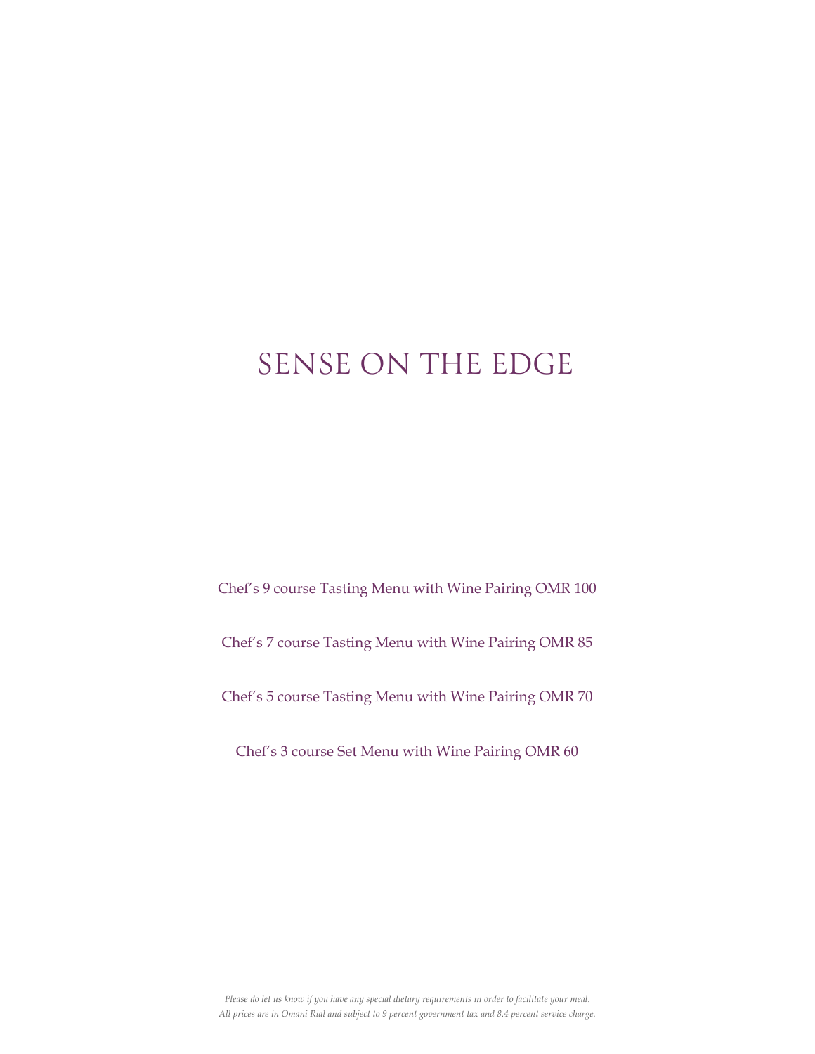# SENSE ON THE EDGE

Chef's 9 course Tasting Menu with Wine Pairing OMR 100

Chef's 7 course Tasting Menu with Wine Pairing OMR 85

Chef's 5 course Tasting Menu with Wine Pairing OMR 70

Chef's 3 course Set Menu with Wine Pairing OMR 60

*Please do let us know if you have any special dietary requirements in order to facilitate your meal.*
*All prices are in Omani Rial and subject to 9 percent government tax and 8.4 percent service charge.*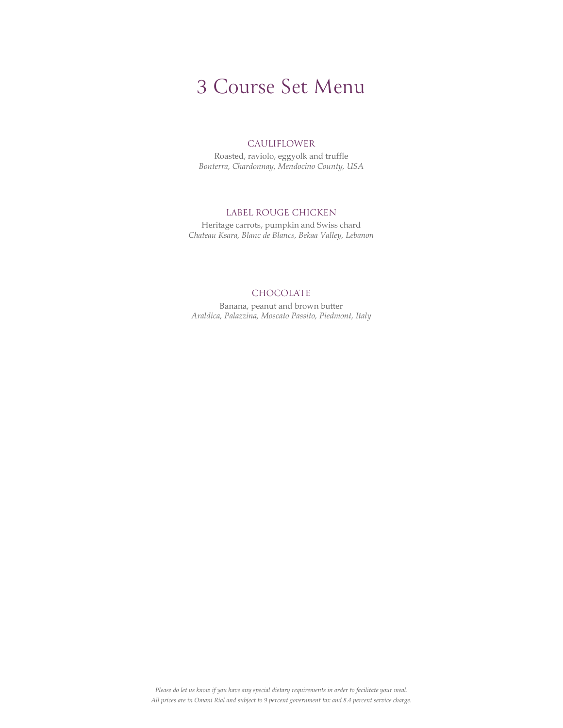# 3 Course Set Menu

### CAULIFLOWER

Roasted, raviolo, eggyolk and truffle

*Bonterra, Chardonnay, Mendocino County, USA*

### LABEL ROUGE CHICKEN

Heritage carrots, pumpkin and Swiss chard

*Chateau Ksara, Blanc de Blancs, Bekaa Valley, Lebanon*

### CHOCOLATE

Banana, peanut and brown butter

*Araldica, Palazzina, Moscato Passito, Piedmont, Italy*

*Please do let us know if you have any special dietary requirements in order to facilitate your meal.*
*All prices are in Omani Rial and subject to 9 percent government tax and 8.4 percent service charge.*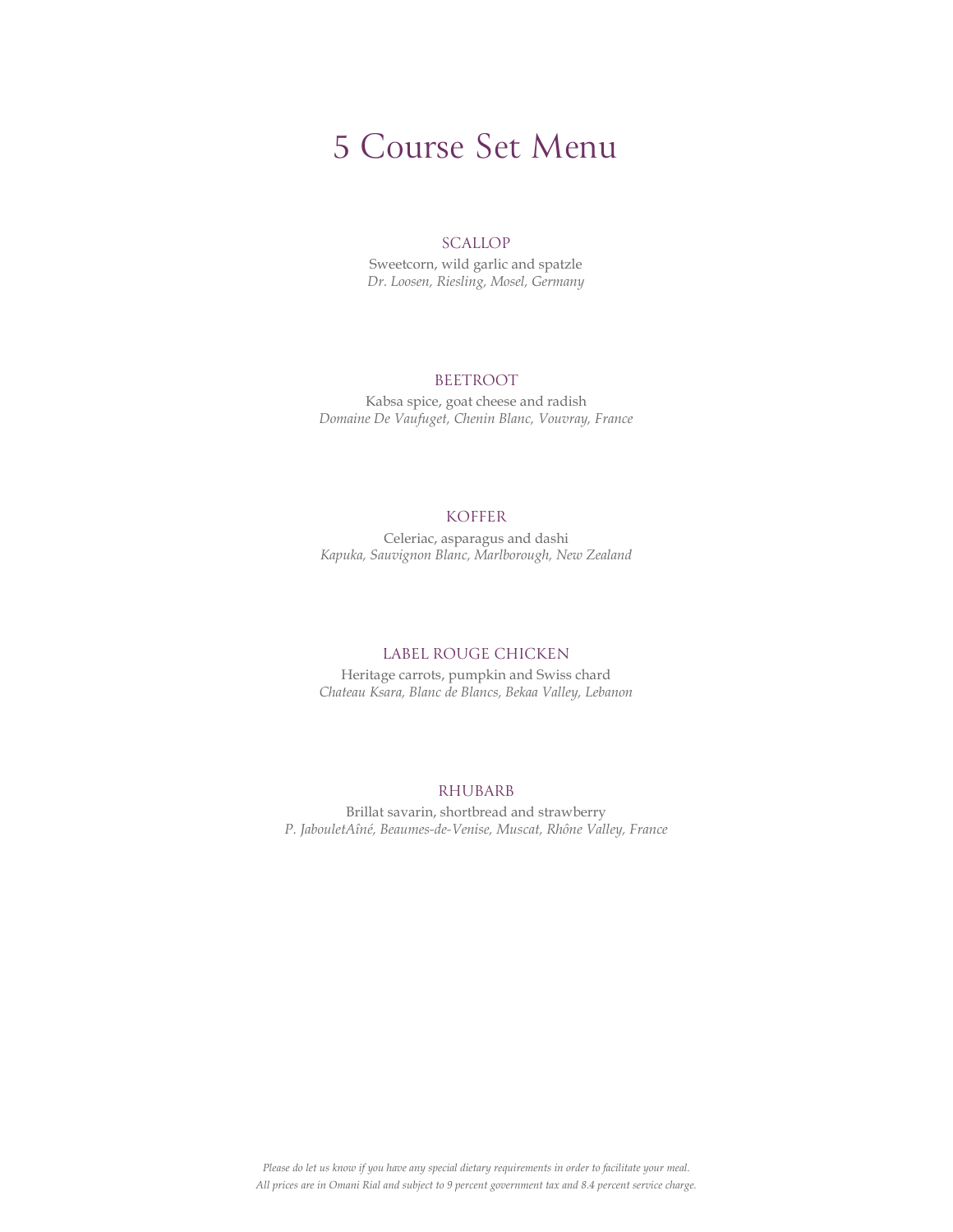# 5 Course Set Menu

### SCALLOP

Sweetcorn, wild garlic and spatzle
*Dr. Loosen, Riesling, Mosel, Germany*

### BEETROOT

Kabsa spice, goat cheese and radish
*Domaine De Vaufuget, Chenin Blanc, Vouvray, France*

### KOFFER

Celeriac, asparagus and dashi
*Kapuka, Sauvignon Blanc, Marlborough, New Zealand*

### LABEL ROUGE CHICKEN

Heritage carrots, pumpkin and Swiss chard
*Chateau Ksara, Blanc de Blancs, Bekaa Valley, Lebanon*

### RHUBARB

Brillat savarin, shortbread and strawberry
*P. JabouletAîné, Beaumes-de-Venise, Muscat, Rhône Valley, France*

*Please do let us know if you have any special dietary requirements in order to facilitate your meal.*
*All prices are in Omani Rial and subject to 9 percent government tax and 8.4 percent service charge.*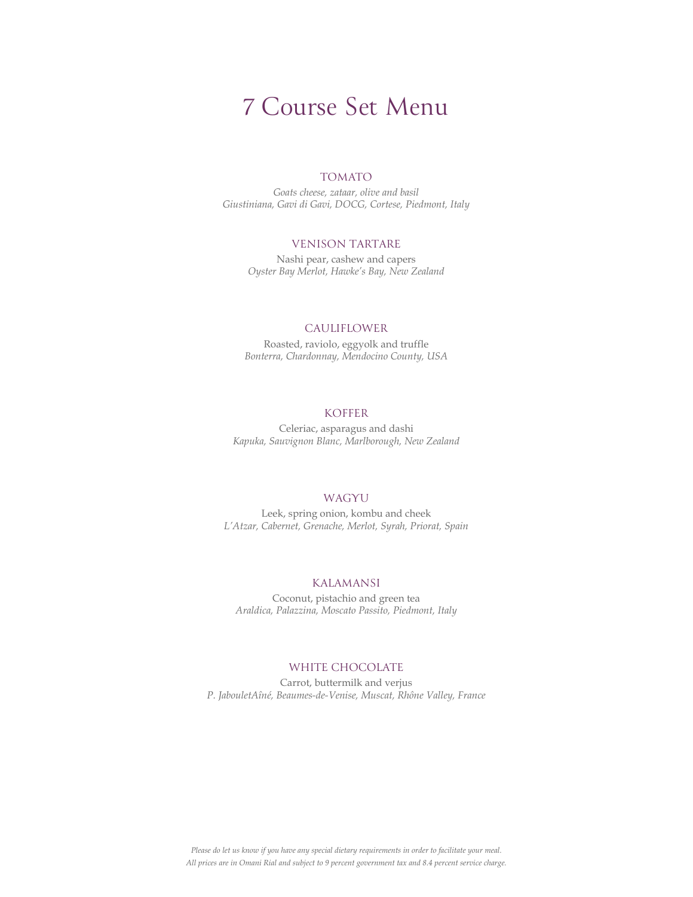# 7 Course Set Menu

## TOMATO

*Goats cheese, zataar, olive and basil*
*Giustiniana, Gavi di Gavi, DOCG, Cortese, Piedmont, Italy*

## VENISON TARTARE

Nashi pear, cashew and capers
*Oyster Bay Merlot, Hawke's Bay, New Zealand*

## CAULIFLOWER

Roasted, raviolo, eggyolk and truffle
*Bonterra, Chardonnay, Mendocino County, USA*

## KOFFER

Celeriac, asparagus and dashi
*Kapuka, Sauvignon Blanc, Marlborough, New Zealand*

## WAGYU

Leek, spring onion, kombu and cheek
*L'Atzar, Cabernet, Grenache, Merlot, Syrah, Priorat, Spain*

## KALAMANSI

Coconut, pistachio and green tea
*Araldica, Palazzina, Moscato Passito, Piedmont, Italy*

## WHITE CHOCOLATE

Carrot, buttermilk and verjus
*P. JabouletAîné, Beaumes-de-Venise, Muscat, Rhône Valley, France*

*Please do let us know if you have any special dietary requirements in order to facilitate your meal.*
*All prices are in Omani Rial and subject to 9 percent government tax and 8.4 percent service charge.*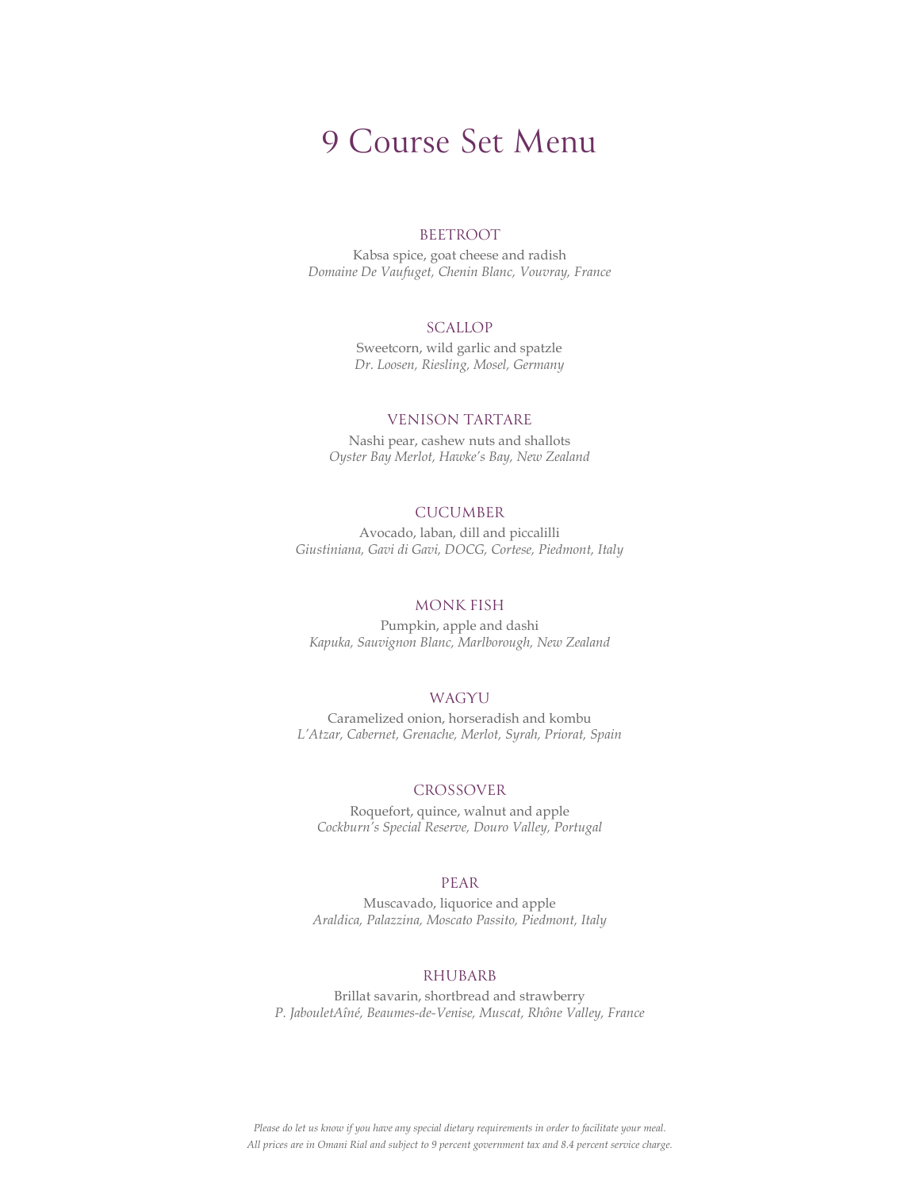# 9 Course Set Menu

### BEETROOT

Kabsa spice, goat cheese and radish
*Domaine De Vaufuget, Chenin Blanc, Vouvray, France*

### SCALLOP

Sweetcorn, wild garlic and spatzle
*Dr. Loosen, Riesling, Mosel, Germany*

### VENISON TARTARE

Nashi pear, cashew nuts and shallots
*Oyster Bay Merlot, Hawke's Bay, New Zealand*

### CUCUMBER

Avocado, laban, dill and piccalilli
*Giustiniana, Gavi di Gavi, DOCG, Cortese, Piedmont, Italy*

### MONK FISH

Pumpkin, apple and dashi
*Kapuka, Sauvignon Blanc, Marlborough, New Zealand*

### WAGYU

Caramelized onion, horseradish and kombu
*L'Atzar, Cabernet, Grenache, Merlot, Syrah, Priorat, Spain*

### CROSSOVER

Roquefort, quince, walnut and apple
*Cockburn's Special Reserve, Douro Valley, Portugal*

### PEAR

Muscavado, liquorice and apple
*Araldica, Palazzina, Moscato Passito, Piedmont, Italy*

### RHUBARB

Brillat savarin, shortbread and strawberry
*P. JabouletAîné, Beaumes-de-Venise, Muscat, Rhône Valley, France*

*Please do let us know if you have any special dietary requirements in order to facilitate your meal.*
*All prices are in Omani Rial and subject to 9 percent government tax and 8.4 percent service charge.*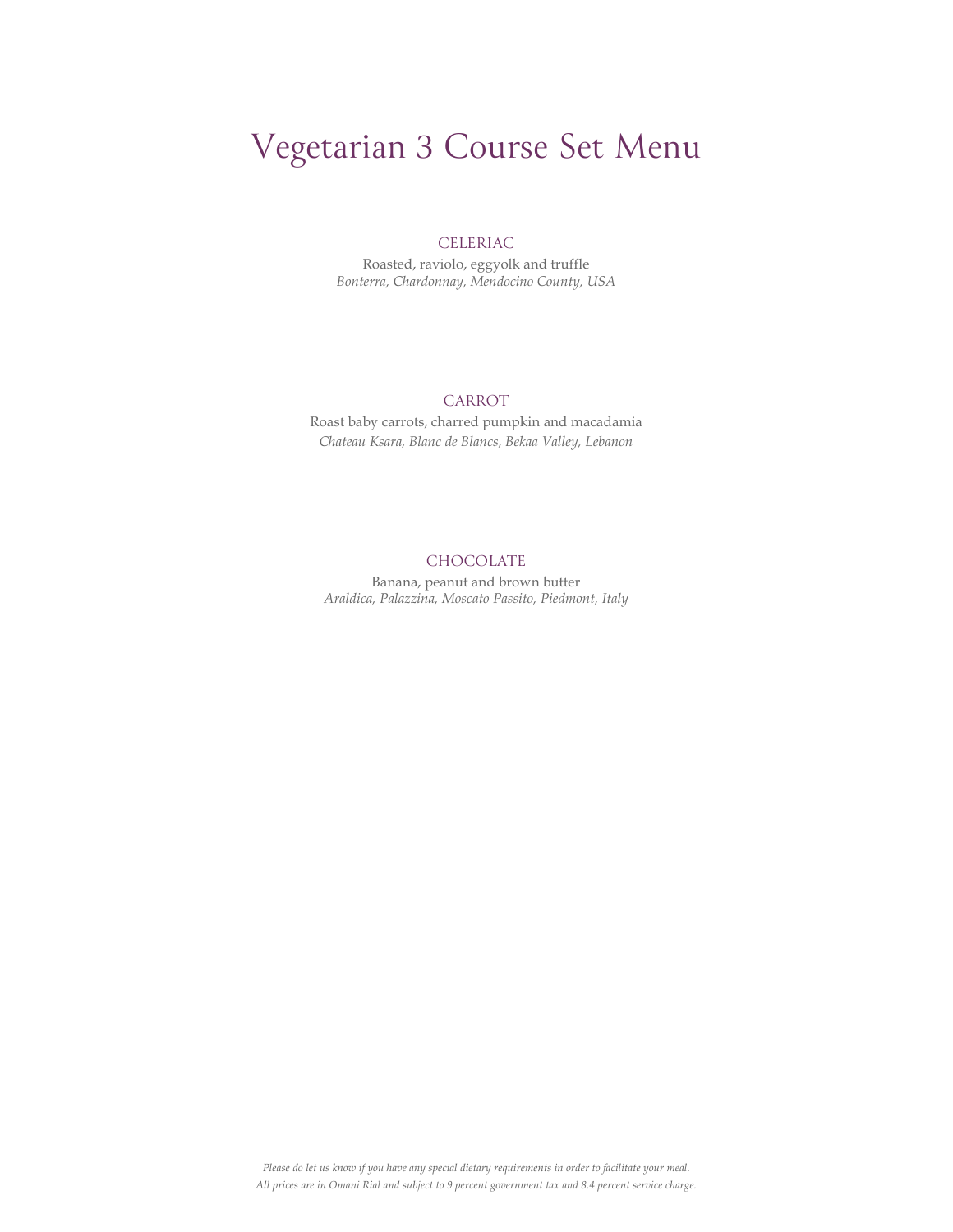# Vegetarian 3 Course Set Menu

## CELERIAC

Roasted, raviolo, eggyolk and truffle
*Bonterra, Chardonnay, Mendocino County, USA*

## CARROT

Roast baby carrots, charred pumpkin and macadamia
*Chateau Ksara, Blanc de Blancs, Bekaa Valley, Lebanon*

## CHOCOLATE

Banana, peanut and brown butter
*Araldica, Palazzina, Moscato Passito, Piedmont, Italy*

*Please do let us know if you have any special dietary requirements in order to facilitate your meal.*
*All prices are in Omani Rial and subject to 9 percent government tax and 8.4 percent service charge.*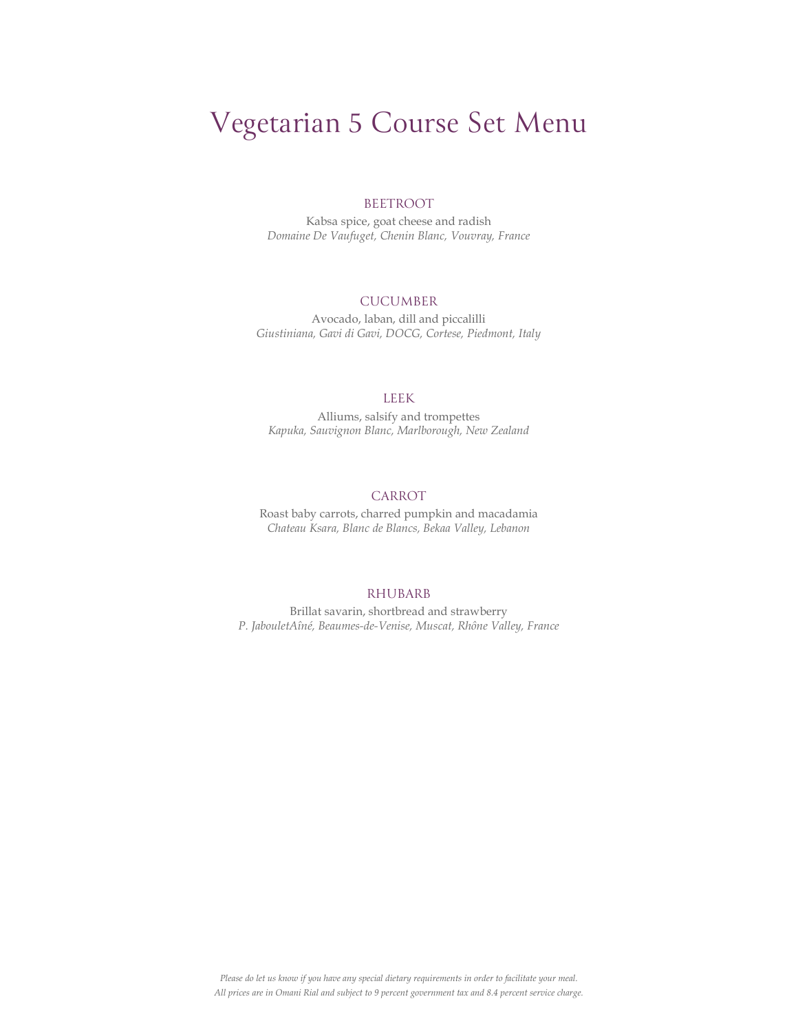# Vegetarian 5 Course Set Menu

## BEETROOT

Kabsa spice, goat cheese and radish

*Domaine De Vaufuget, Chenin Blanc, Vouvray, France*

## CUCUMBER

Avocado, laban, dill and piccalilli

*Giustiniana, Gavi di Gavi, DOCG, Cortese, Piedmont, Italy*

## LEEK

Alliums, salsify and trompettes

*Kapuka, Sauvignon Blanc, Marlborough, New Zealand*

## CARROT

Roast baby carrots, charred pumpkin and macadamia

*Chateau Ksara, Blanc de Blancs, Bekaa Valley, Lebanon*

## RHUBARB

Brillat savarin, shortbread and strawberry

*P. JabouletAîné, Beaumes-de-Venise, Muscat, Rhône Valley, France*

*Please do let us know if you have any special dietary requirements in order to facilitate your meal.*
*All prices are in Omani Rial and subject to 9 percent government tax and 8.4 percent service charge.*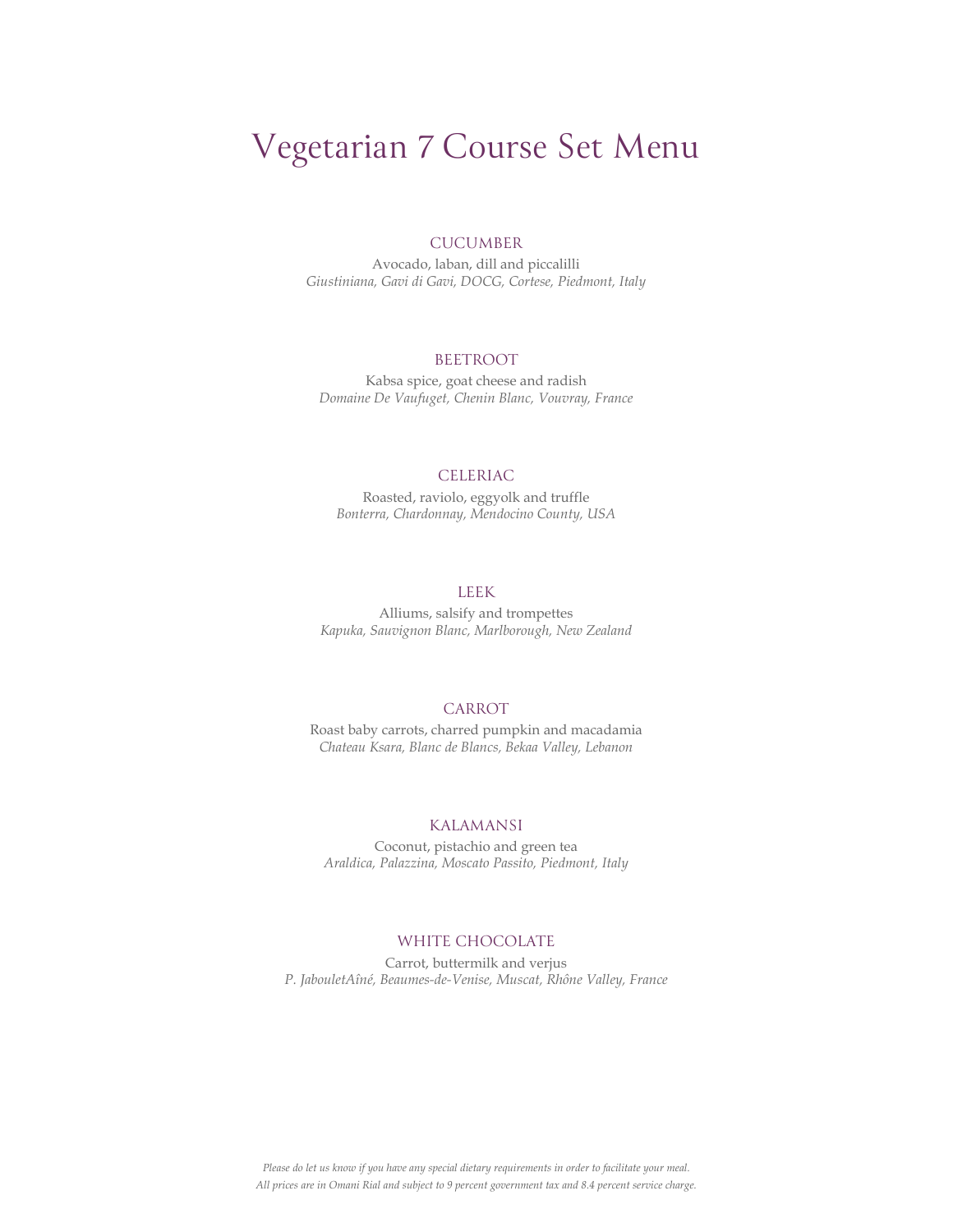# Vegetarian 7 Course Set Menu

### CUCUMBER

Avocado, laban, dill and piccalilli

*Giustiniana, Gavi di Gavi, DOCG, Cortese, Piedmont, Italy*

### BEETROOT

Kabsa spice, goat cheese and radish

*Domaine De Vaufuget, Chenin Blanc, Vouvray, France*

### CELERIAC

Roasted, raviolo, eggyolk and truffle

*Bonterra, Chardonnay, Mendocino County, USA*

### LEEK

Alliums, salsify and trompettes

*Kapuka, Sauvignon Blanc, Marlborough, New Zealand*

### CARROT

Roast baby carrots, charred pumpkin and macadamia

*Chateau Ksara, Blanc de Blancs, Bekaa Valley, Lebanon*

### KALAMANSI

Coconut, pistachio and green tea

*Araldica, Palazzina, Moscato Passito, Piedmont, Italy*

### WHITE CHOCOLATE

Carrot, buttermilk and verjus

*P. JabouletAîné, Beaumes-de-Venise, Muscat, Rhône Valley, France*

*Please do let us know if you have any special dietary requirements in order to facilitate your meal.*

*All prices are in Omani Rial and subject to 9 percent government tax and 8.4 percent service charge.*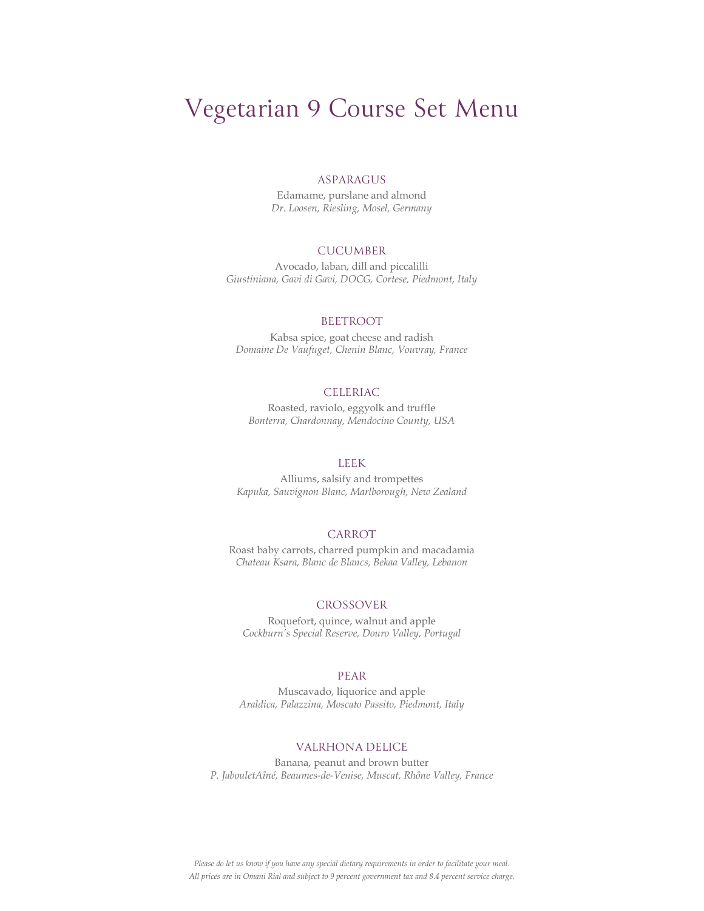# Vegetarian 9 Course Set Menu

### ASPARAGUS

Edamame, purslane and almond
*Dr. Loosen, Riesling, Mosel, Germany*

### CUCUMBER

Avocado, laban, dill and piccalilli
*Giustiniana, Gavi di Gavi, DOCG, Cortese, Piedmont, Italy*

### BEETROOT

Kabsa spice, goat cheese and radish
*Domaine De Vaufuget, Chenin Blanc, Vouvray, France*

### CELERIAC

Roasted, raviolo, eggyolk and truffle
*Bonterra, Chardonnay, Mendocino County, USA*

### LEEK

Alliums, salsify and trompettes
*Kapuka, Sauvignon Blanc, Marlborough, New Zealand*

### CARROT

Roast baby carrots, charred pumpkin and macadamia
*Chateau Ksara, Blanc de Blancs, Bekaa Valley, Lebanon*

### CROSSOVER

Roquefort, quince, walnut and apple
*Cockburn's Special Reserve, Douro Valley, Portugal*

### PEAR

Muscavado, liquorice and apple
*Araldica, Palazzina, Moscato Passito, Piedmont, Italy*

### VALRHONA DELICE

Banana, peanut and brown butter
*P. JabouletAîné, Beaumes-de-Venise, Muscat, Rhône Valley, France*

*Please do let us know if you have any special dietary requirements in order to facilitate your meal.*
*All prices are in Omani Rial and subject to 9 percent government tax and 8.4 percent service charge.*